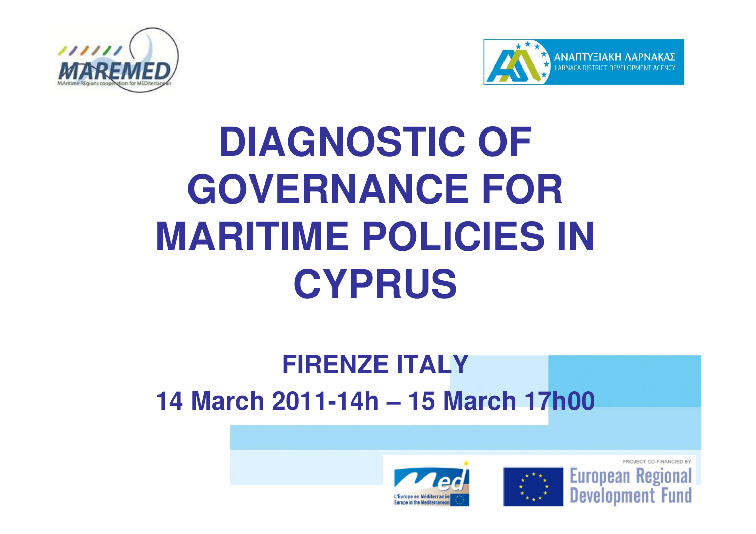MAREMED

MAritime REgions cooperation for MEDiterranean

ΑΝΑΠΤΥΞΙΑΚΗ ΛΑΡΝΑΚΑΣ

LARNACA DISTRICT DEVELOPMENT AGENCY

# DIAGNOSTIC OF GOVERNANCE FOR MARITIME POLICIES IN CYPRUS

**FIRENZE ITALY**

**14 March 2011-14h – 15 March 17h00**

L'Europe en Méditerranée

Europe in the Mediterranean

PROJECT CO-FINANCED BY

European Regional Development Fund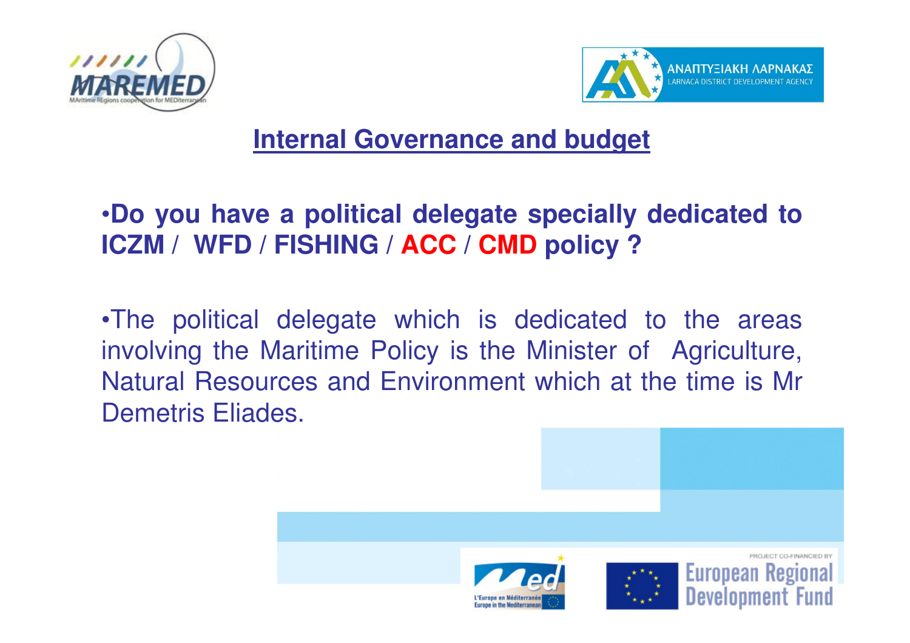## Internal Governance and budget

- **Do you have a political delegate specially dedicated to ICZM / WFD / FISHING / ACC / CMD policy ?**

- The political delegate which is dedicated to the areas involving the Maritime Policy is the Minister of Agriculture, Natural Resources and Environment which at the time is Mr Demetris Eliades.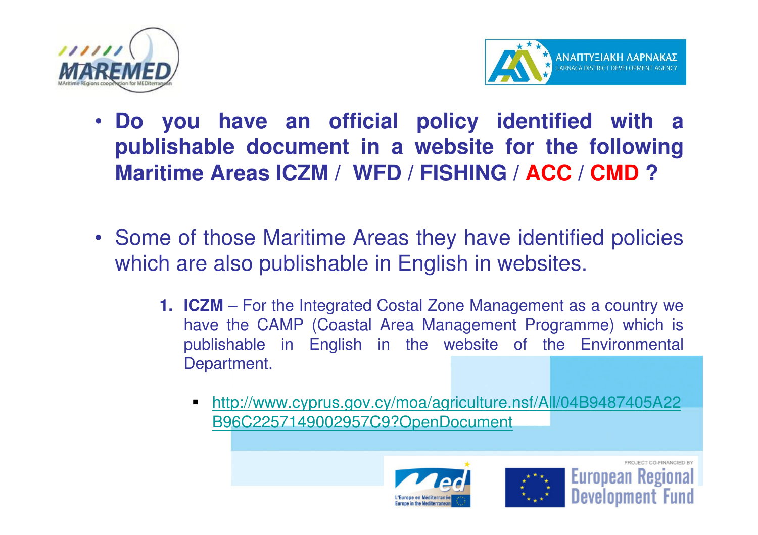- **Do you have an official policy identified with a publishable document in a website for the following Maritime Areas ICZM / WFD / FISHING / ACC / CMD ?**

- Some of those Maritime Areas they have identified policies which are also publishable in English in websites.

  1. **ICZM** – For the Integrated Costal Zone Management as a country we have the CAMP (Coastal Area Management Programme) which is publishable in English in the website of the Environmental Department.

     - http://www.cyprus.gov.cy/moa/agriculture.nsf/All/04B9487405A22B96C2257149002957C9?OpenDocument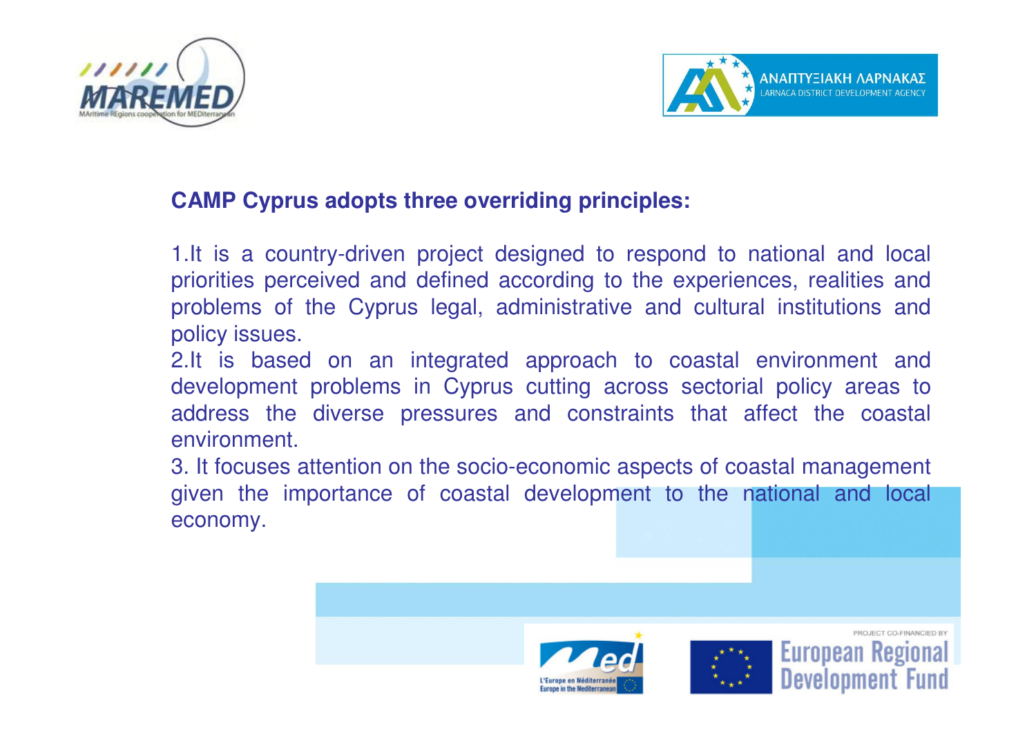**CAMP Cyprus adopts three overriding principles:**

1.It is a country-driven project designed to respond to national and local priorities perceived and defined according to the experiences, realities and problems of the Cyprus legal, administrative and cultural institutions and policy issues.

2.It is based on an integrated approach to coastal environment and development problems in Cyprus cutting across sectorial policy areas to address the diverse pressures and constraints that affect the coastal environment.

3. It focuses attention on the socio-economic aspects of coastal management given the importance of coastal development to the national and local economy.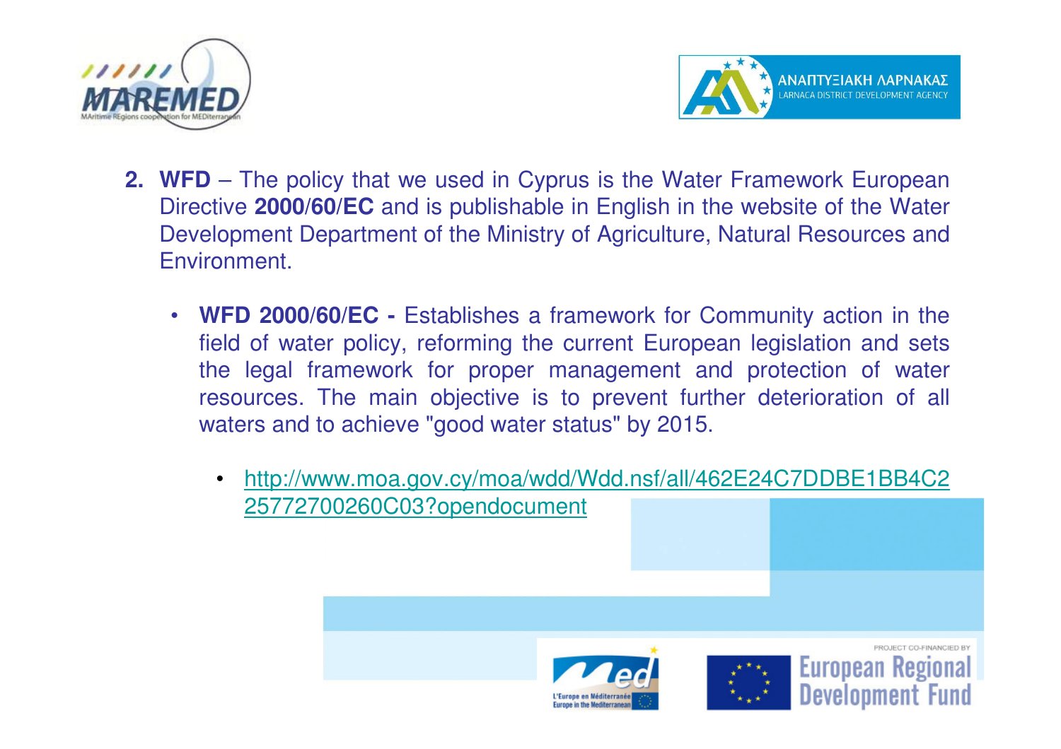2. **WFD** – The policy that we used in Cyprus is the Water Framework European Directive **2000/60/EC** and is publishable in English in the website of the Water Development Department of the Ministry of Agriculture, Natural Resources and Environment.

    - **WFD 2000/60/EC -** Establishes a framework for Community action in the field of water policy, reforming the current European legislation and sets the legal framework for proper management and protection of water resources. The main objective is to prevent further deterioration of all waters and to achieve "good water status" by 2015.

        - http://www.moa.gov.cy/moa/wdd/Wdd.nsf/all/462E24C7DDBE1BB4C225772700260C03?opendocument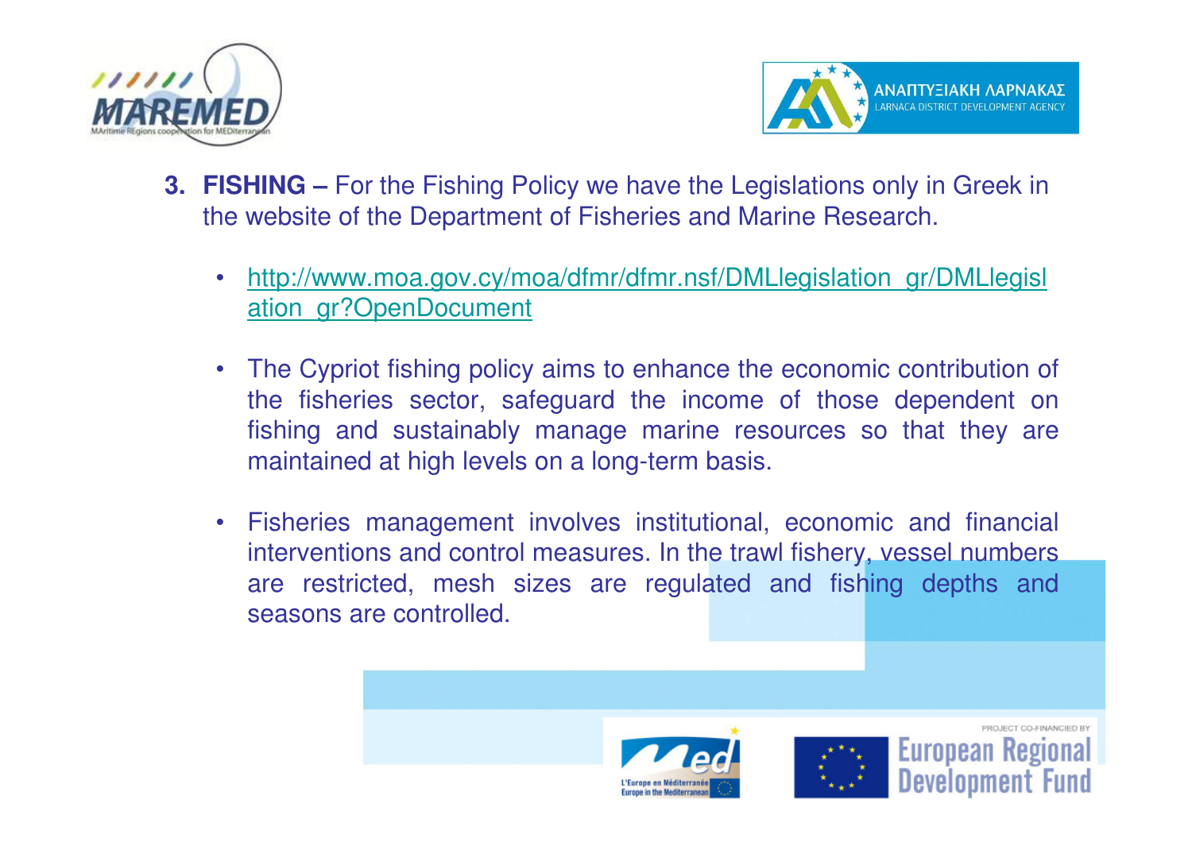3. **FISHING –** For the Fishing Policy we have the Legislations only in Greek in the website of the Department of Fisheries and Marine Research.

   - http://www.moa.gov.cy/moa/dfmr/dfmr.nsf/DMLlegislation_gr/DMLlegislation_gr?OpenDocument

   - The Cypriot fishing policy aims to enhance the economic contribution of the fisheries sector, safeguard the income of those dependent on fishing and sustainably manage marine resources so that they are maintained at high levels on a long-term basis.

   - Fisheries management involves institutional, economic and financial interventions and control measures. In the trawl fishery, vessel numbers are restricted, mesh sizes are regulated and fishing depths and seasons are controlled.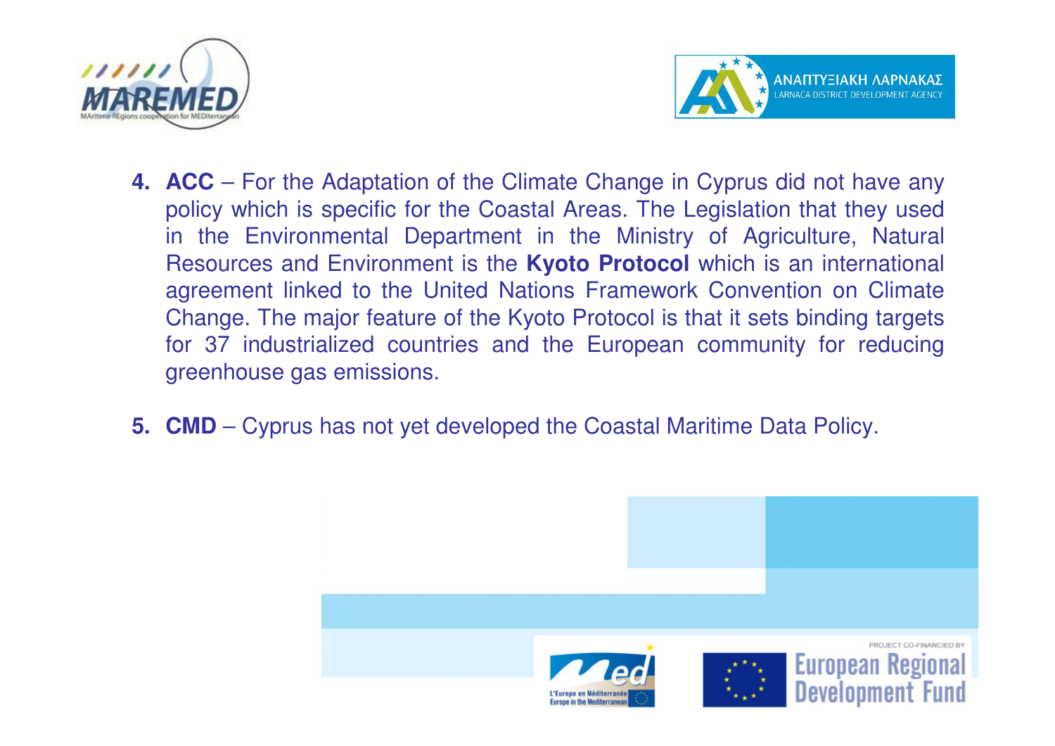4. **ACC** – For the Adaptation of the Climate Change in Cyprus did not have any policy which is specific for the Coastal Areas. The Legislation that they used in the Environmental Department in the Ministry of Agriculture, Natural Resources and Environment is the **Kyoto Protocol** which is an international agreement linked to the United Nations Framework Convention on Climate Change. The major feature of the Kyoto Protocol is that it sets binding targets for 37 industrialized countries and the European community for reducing greenhouse gas emissions.

5. **CMD** – Cyprus has not yet developed the Coastal Maritime Data Policy.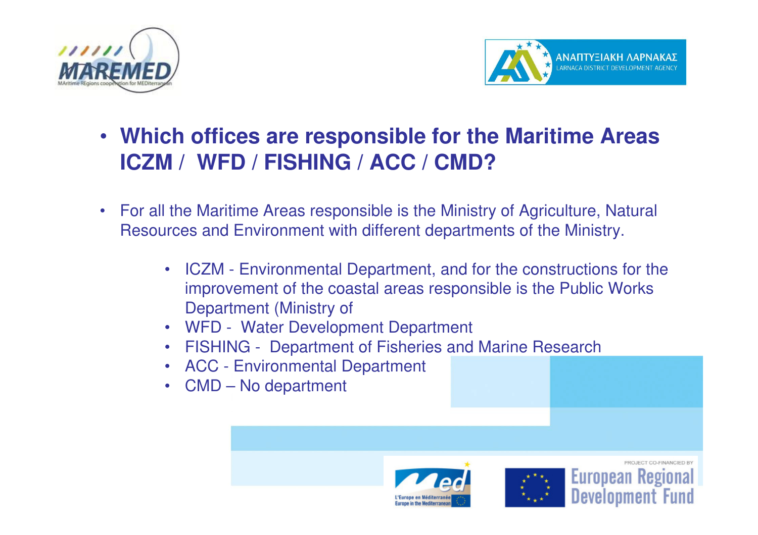- **Which offices are responsible for the Maritime Areas ICZM / WFD / FISHING / ACC / CMD?**

- For all the Maritime Areas responsible is the Ministry of Agriculture, Natural Resources and Environment with different departments of the Ministry.
  - ICZM - Environmental Department, and for the constructions for the improvement of the coastal areas responsible is the Public Works Department (Ministry of
  - WFD - Water Development Department
  - FISHING - Department of Fisheries and Marine Research
  - ACC - Environmental Department
  - CMD – No department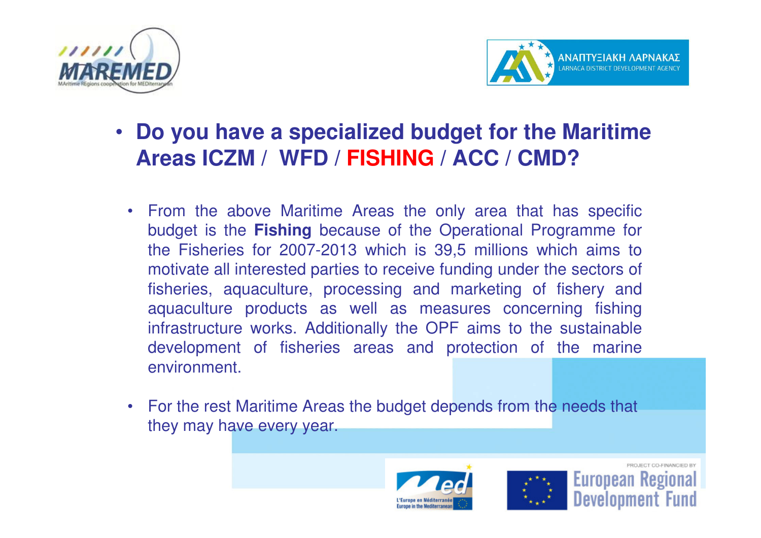- **Do you have a specialized budget for the Maritime Areas ICZM / WFD / FISHING / ACC / CMD?**

  - From the above Maritime Areas the only area that has specific budget is the **Fishing** because of the Operational Programme for the Fisheries for 2007-2013 which is 39,5 millions which aims to motivate all interested parties to receive funding under the sectors of fisheries, aquaculture, processing and marketing of fishery and aquaculture products as well as measures concerning fishing infrastructure works. Additionally the OPF aims to the sustainable development of fisheries areas and protection of the marine environment.
  - For the rest Maritime Areas the budget depends from the needs that they may have every year.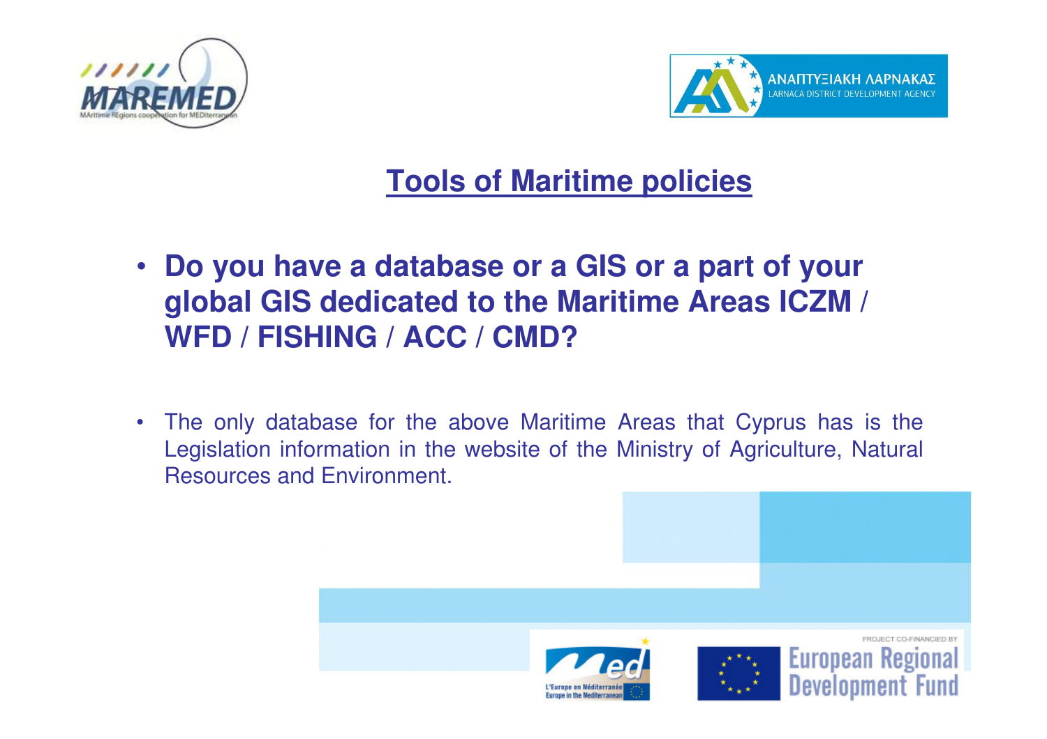## Tools of Maritime policies

- **Do you have a database or a GIS or a part of your global GIS dedicated to the Maritime Areas ICZM / WFD / FISHING / ACC / CMD?**

- The only database for the above Maritime Areas that Cyprus has is the Legislation information in the website of the Ministry of Agriculture, Natural Resources and Environment.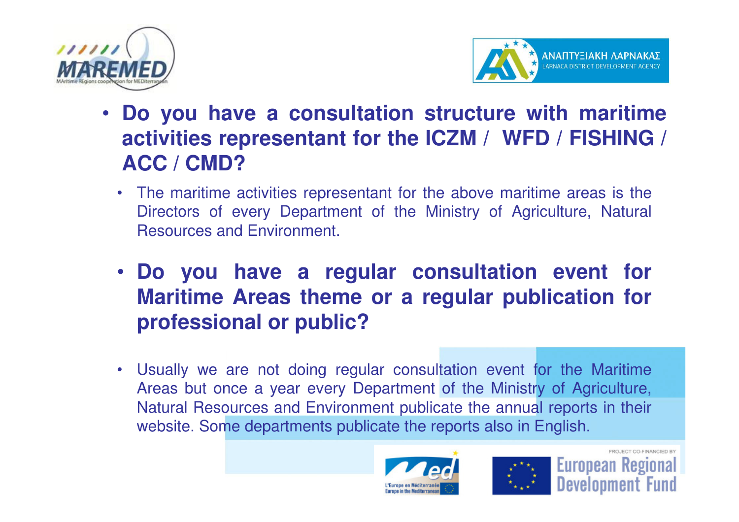- **Do you have a consultation structure with maritime activities representant for the ICZM / WFD / FISHING / ACC / CMD?**
  - The maritime activities representant for the above maritime areas is the Directors of every Department of the Ministry of Agriculture, Natural Resources and Environment.

- **Do you have a regular consultation event for Maritime Areas theme or a regular publication for professional or public?**
  - Usually we are not doing regular consultation event for the Maritime Areas but once a year every Department of the Ministry of Agriculture, Natural Resources and Environment publicate the annual reports in their website. Some departments publicate the reports also in English.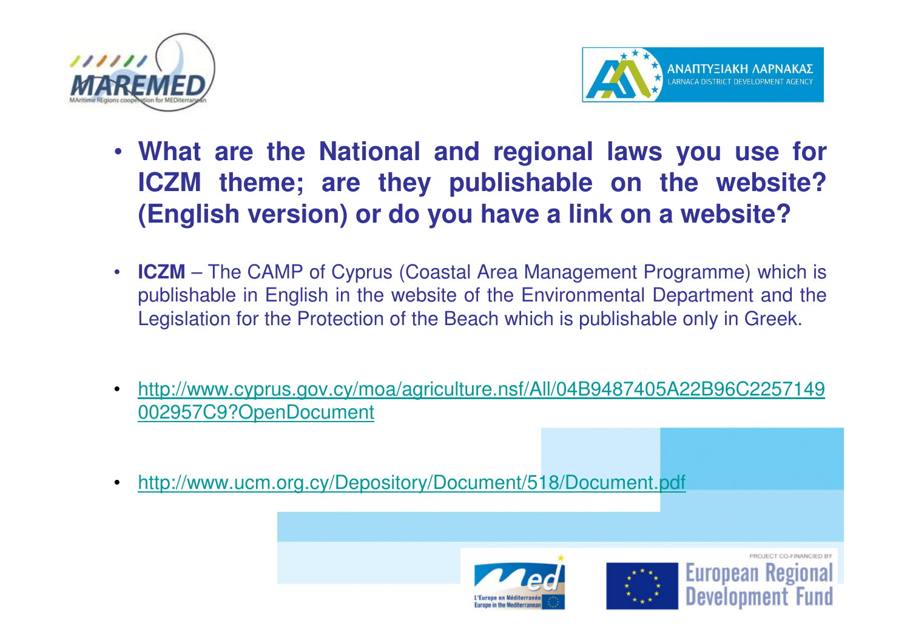- **What are the National and regional laws you use for ICZM theme; are they publishable on the website? (English version) or do you have a link on a website?**

- **ICZM** – The CAMP of Cyprus (Coastal Area Management Programme) which is publishable in English in the website of the Environmental Department and the Legislation for the Protection of the Beach which is publishable only in Greek.

- http://www.cyprus.gov.cy/moa/agriculture.nsf/All/04B9487405A22B96C2257149002957C9?OpenDocument

- http://www.ucm.org.cy/Depository/Document/518/Document.pdf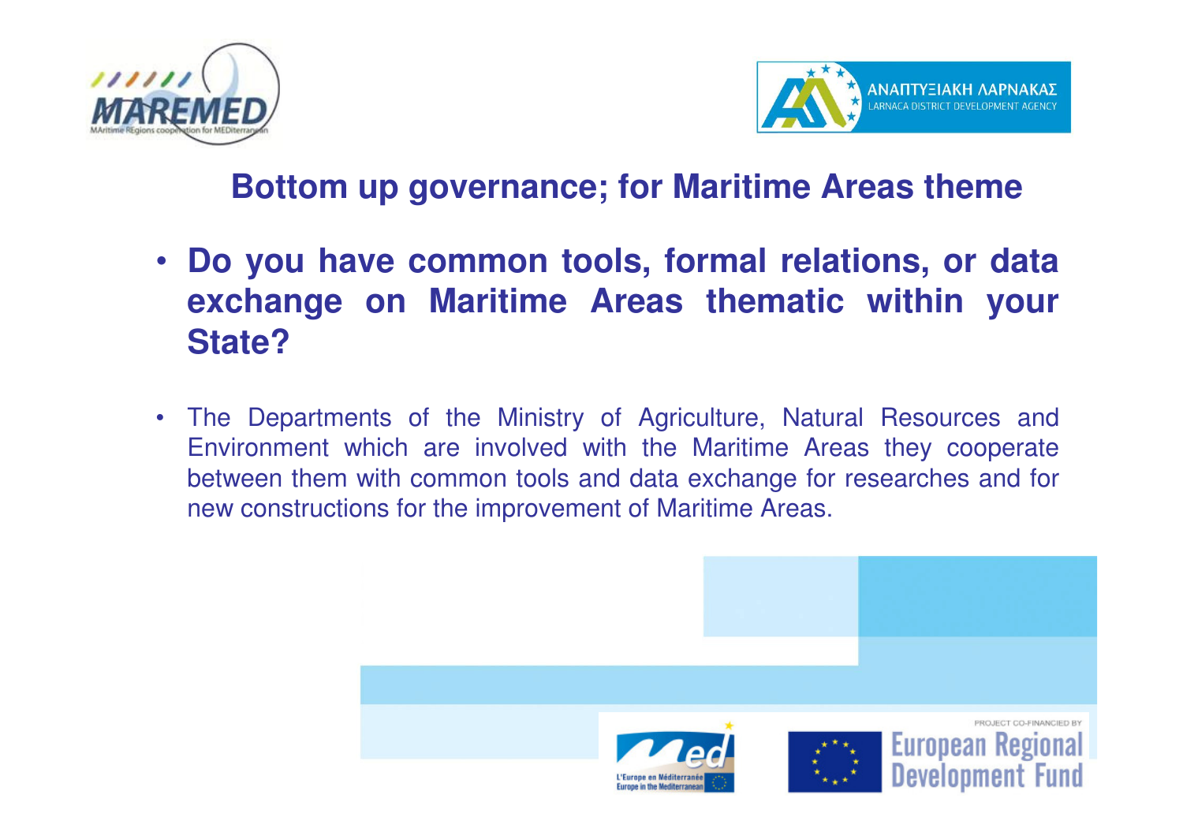## Bottom up governance; for Maritime Areas theme

- **Do you have common tools, formal relations, or data exchange on Maritime Areas thematic within your State?**

- The Departments of the Ministry of Agriculture, Natural Resources and Environment which are involved with the Maritime Areas they cooperate between them with common tools and data exchange for researches and for new constructions for the improvement of Maritime Areas.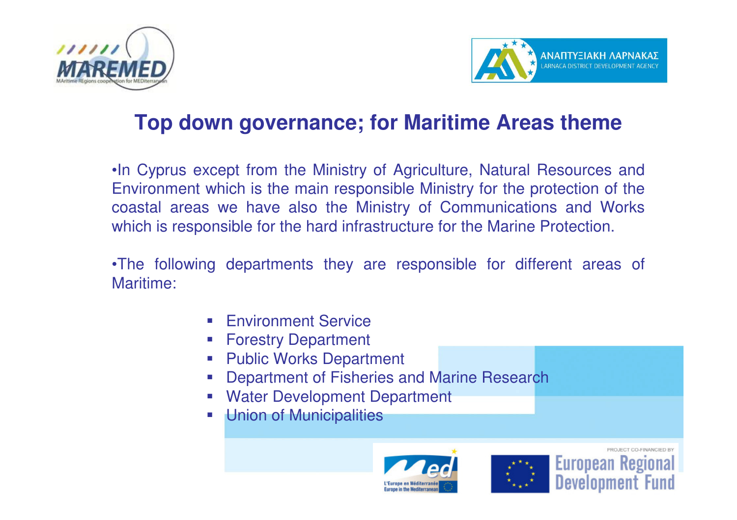# Top down governance; for Maritime Areas theme

•In Cyprus except from the Ministry of Agriculture, Natural Resources and Environment which is the main responsible Ministry for the protection of the coastal areas we have also the Ministry of Communications and Works which is responsible for the hard infrastructure for the Marine Protection.

•The following departments they are responsible for different areas of Maritime:

- Environment Service
- Forestry Department
- Public Works Department
- Department of Fisheries and Marine Research
- Water Development Department
- Union of Municipalities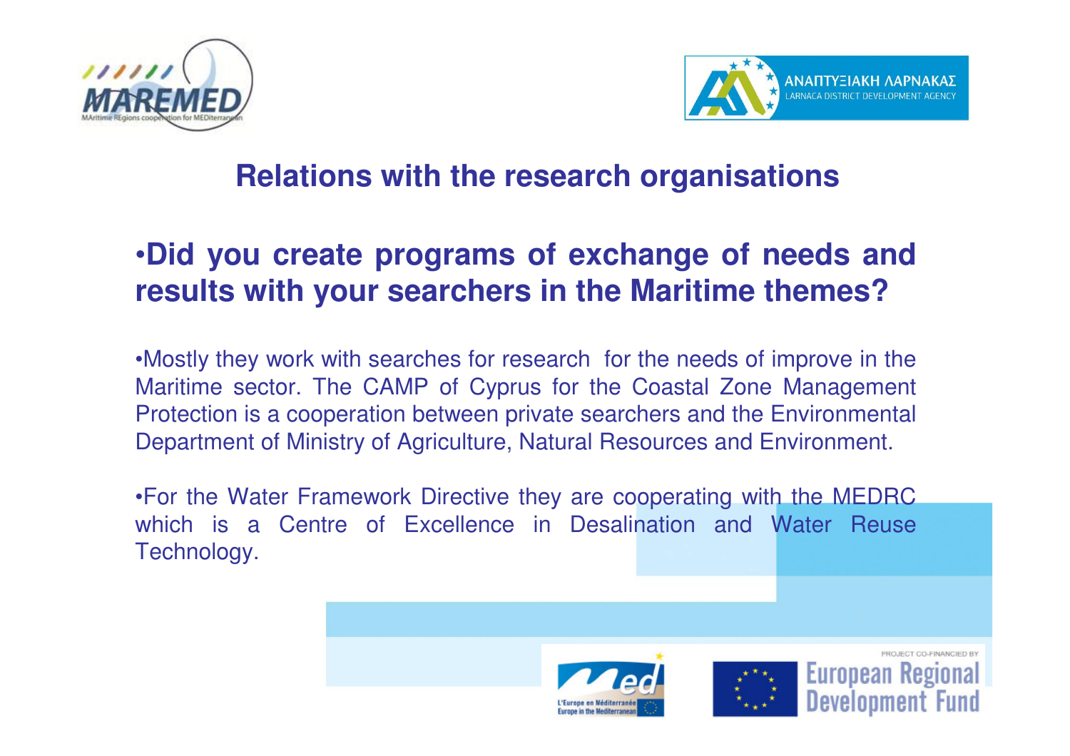## Relations with the research organisations

### •Did you create programs of exchange of needs and results with your searchers in the Maritime themes?

•Mostly they work with searches for research for the needs of improve in the Maritime sector. The CAMP of Cyprus for the Coastal Zone Management Protection is a cooperation between private searchers and the Environmental Department of Ministry of Agriculture, Natural Resources and Environment.

•For the Water Framework Directive they are cooperating with the MEDRC which is a Centre of Excellence in Desalination and Water Reuse Technology.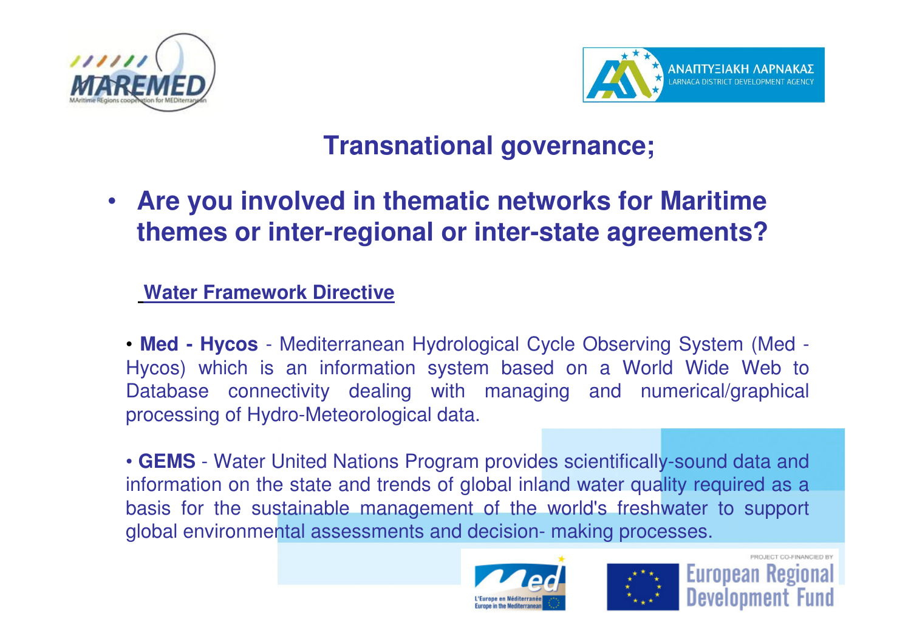## Transnational governance;

- **Are you involved in thematic networks for Maritime themes or inter-regional or inter-state agreements?**

**Water Framework Directive**

• **Med - Hycos** - Mediterranean Hydrological Cycle Observing System (Med - Hycos) which is an information system based on a World Wide Web to Database connectivity dealing with managing and numerical/graphical processing of Hydro-Meteorological data.

• **GEMS** - Water United Nations Program provides scientifically-sound data and information on the state and trends of global inland water quality required as a basis for the sustainable management of the world's freshwater to support global environmental assessments and decision- making processes.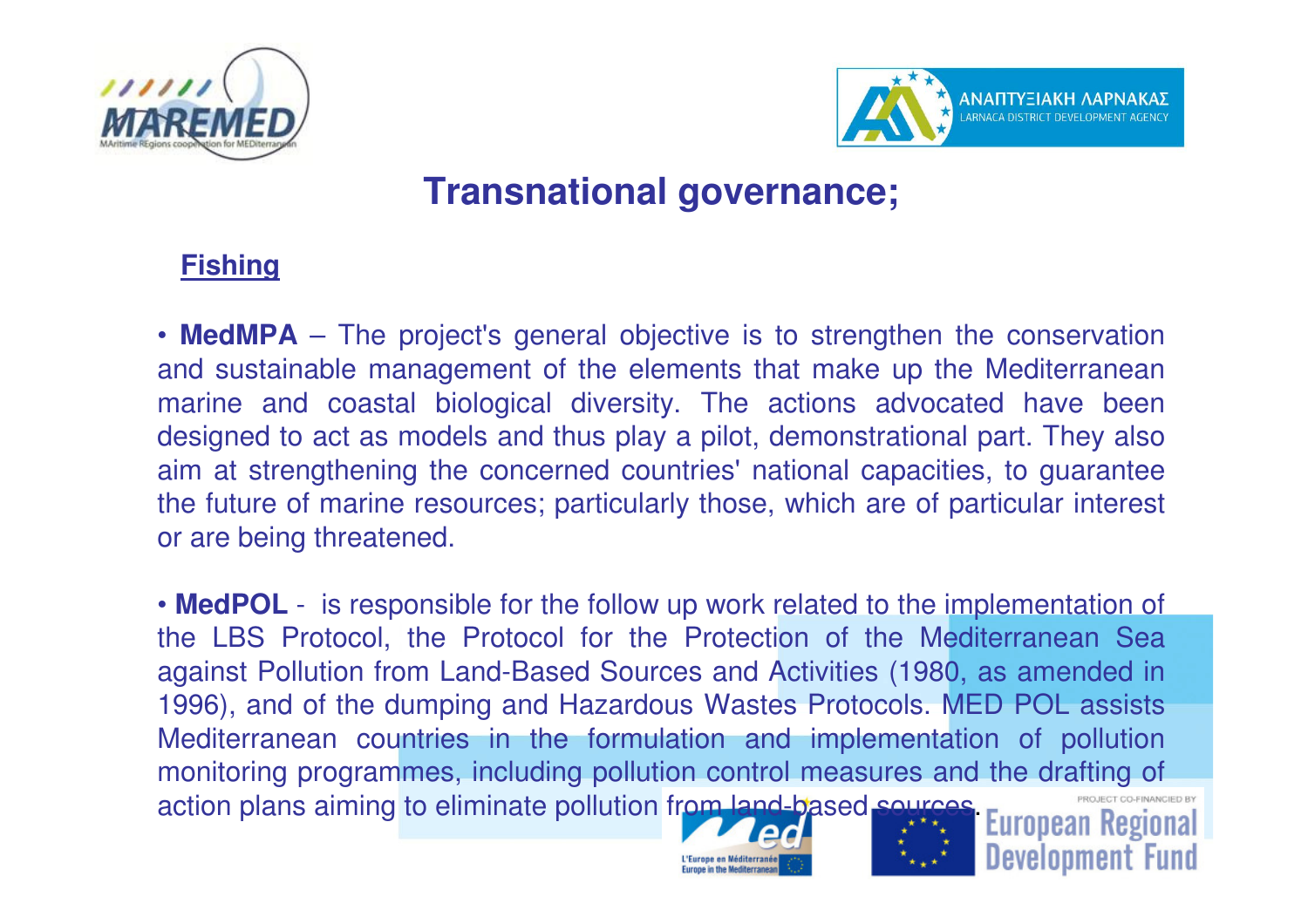# Transnational governance;

**Fishing**

- **MedMPA** – The project's general objective is to strengthen the conservation and sustainable management of the elements that make up the Mediterranean marine and coastal biological diversity. The actions advocated have been designed to act as models and thus play a pilot, demonstrational part. They also aim at strengthening the concerned countries' national capacities, to guarantee the future of marine resources; particularly those, which are of particular interest or are being threatened.

- **MedPOL** - is responsible for the follow up work related to the implementation of the LBS Protocol, the Protocol for the Protection of the Mediterranean Sea against Pollution from Land-Based Sources and Activities (1980, as amended in 1996), and of the dumping and Hazardous Wastes Protocols. MED POL assists Mediterranean countries in the formulation and implementation of pollution monitoring programmes, including pollution control measures and the drafting of action plans aiming to eliminate pollution from land-based sources.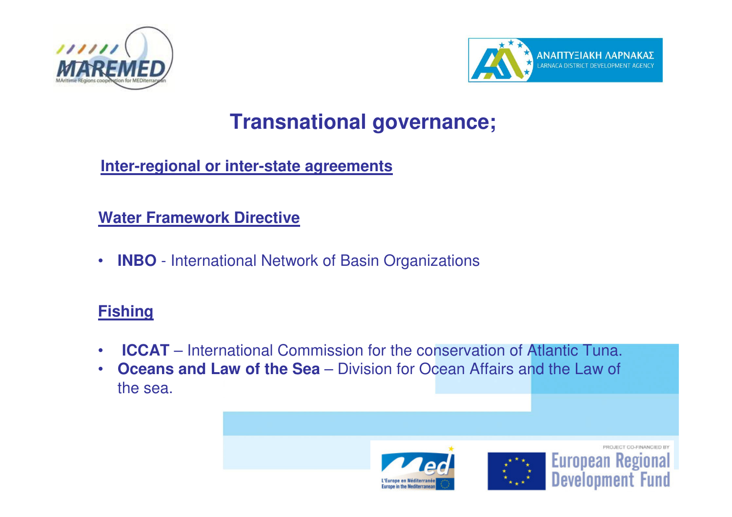# Transnational governance;

**Inter-regional or inter-state agreements**

**Water Framework Directive**

- **INBO** - International Network of Basin Organizations

**Fishing**

- **ICCAT** – International Commission for the conservation of Atlantic Tuna.
- **Oceans and Law of the Sea** – Division for Ocean Affairs and the Law of the sea.